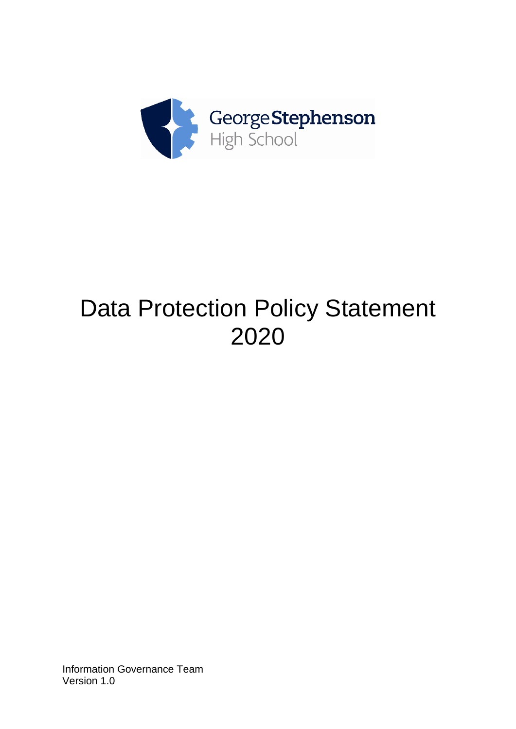George Stephenson High School

# Data Protection Policy Statement 2020

Information Governance Team
Version 1.0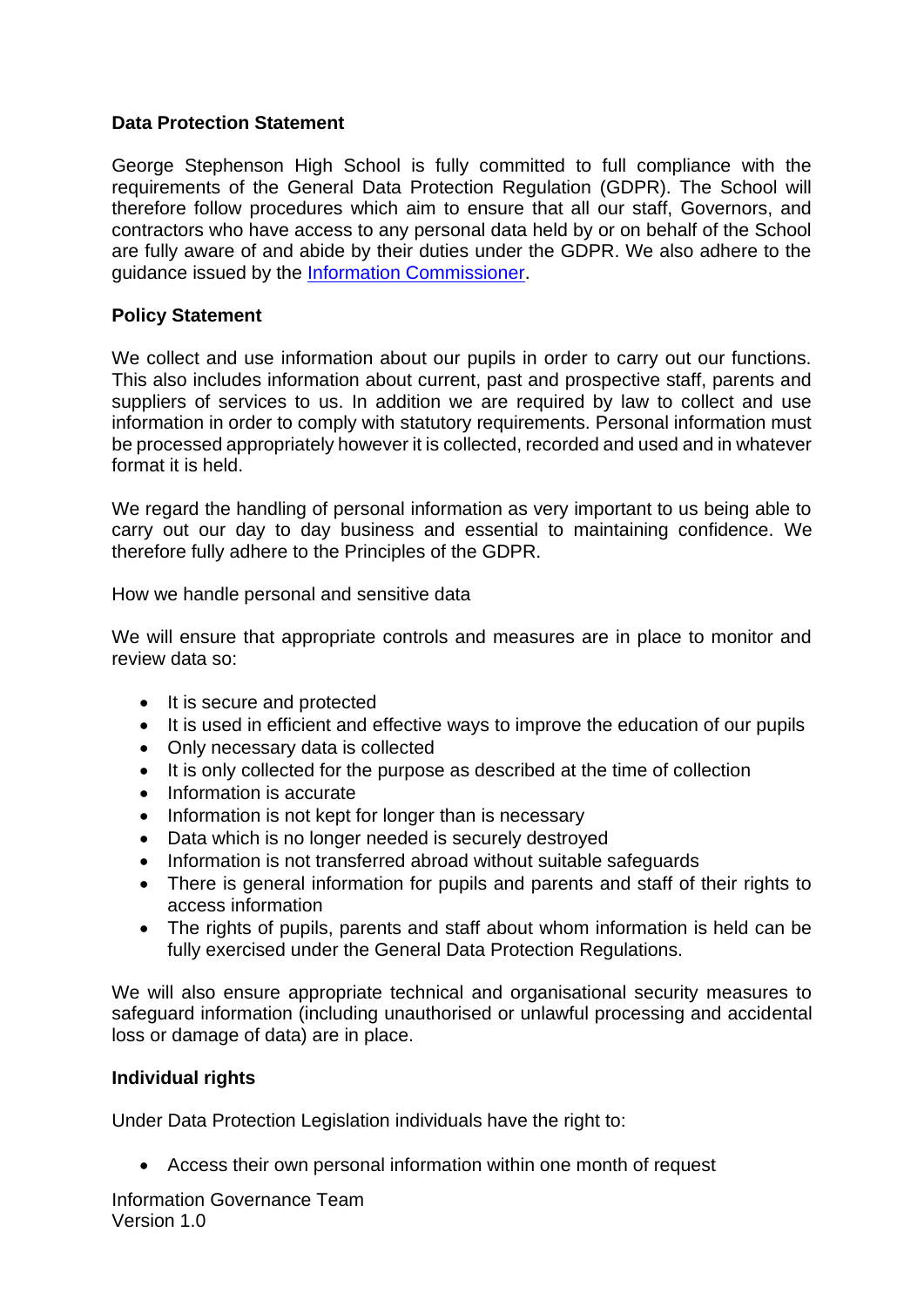**Data Protection Statement**

George Stephenson High School is fully committed to full compliance with the requirements of the General Data Protection Regulation (GDPR). The School will therefore follow procedures which aim to ensure that all our staff, Governors, and contractors who have access to any personal data held by or on behalf of the School are fully aware of and abide by their duties under the GDPR. We also adhere to the guidance issued by the [Information Commissioner](Information Commissioner).

**Policy Statement**

We collect and use information about our pupils in order to carry out our functions. This also includes information about current, past and prospective staff, parents and suppliers of services to us. In addition we are required by law to collect and use information in order to comply with statutory requirements. Personal information must be processed appropriately however it is collected, recorded and used and in whatever format it is held.

We regard the handling of personal information as very important to us being able to carry out our day to day business and essential to maintaining confidence. We therefore fully adhere to the Principles of the GDPR.

How we handle personal and sensitive data

We will ensure that appropriate controls and measures are in place to monitor and review data so:

- It is secure and protected
- It is used in efficient and effective ways to improve the education of our pupils
- Only necessary data is collected
- It is only collected for the purpose as described at the time of collection
- Information is accurate
- Information is not kept for longer than is necessary
- Data which is no longer needed is securely destroyed
- Information is not transferred abroad without suitable safeguards
- There is general information for pupils and parents and staff of their rights to access information
- The rights of pupils, parents and staff about whom information is held can be fully exercised under the General Data Protection Regulations.

We will also ensure appropriate technical and organisational security measures to safeguard information (including unauthorised or unlawful processing and accidental loss or damage of data) are in place.

**Individual rights**

Under Data Protection Legislation individuals have the right to:

- Access their own personal information within one month of request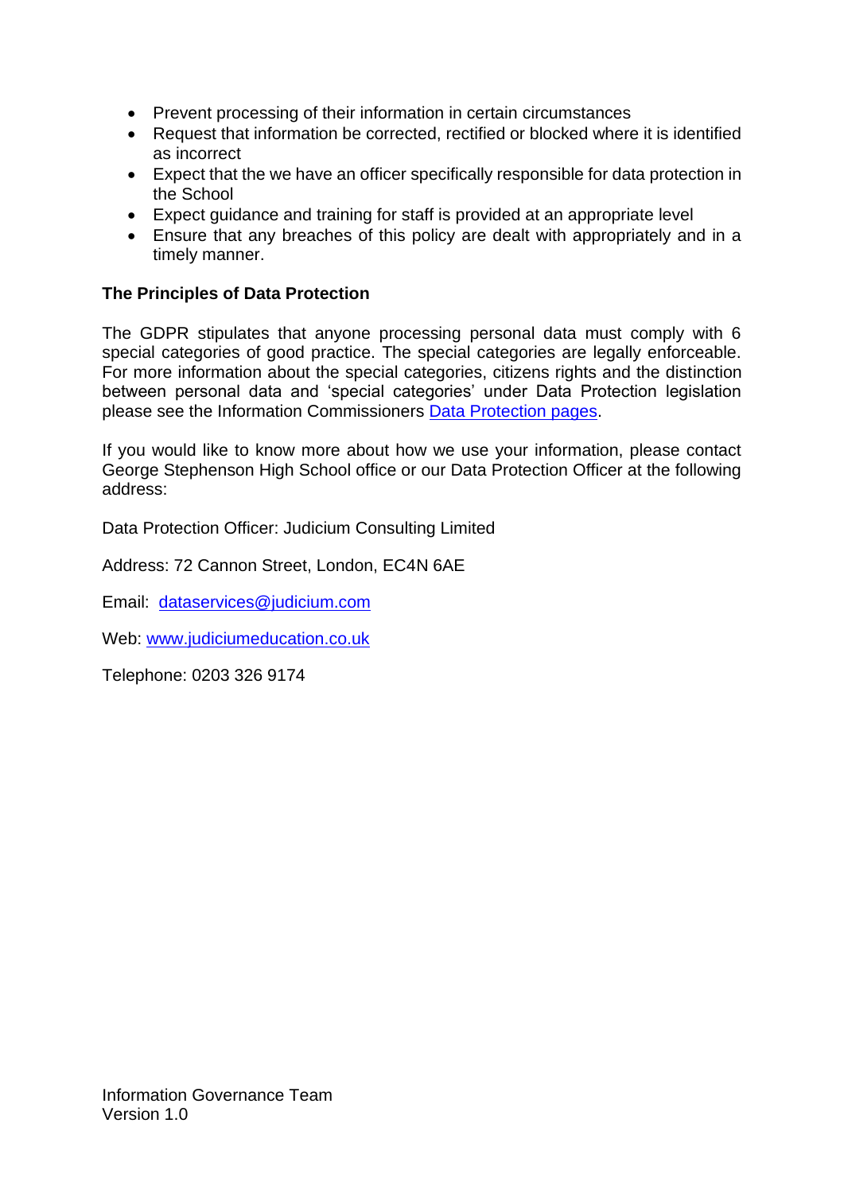- Prevent processing of their information in certain circumstances
- Request that information be corrected, rectified or blocked where it is identified as incorrect
- Expect that the we have an officer specifically responsible for data protection in the School
- Expect guidance and training for staff is provided at an appropriate level
- Ensure that any breaches of this policy are dealt with appropriately and in a timely manner.

**The Principles of Data Protection**

The GDPR stipulates that anyone processing personal data must comply with 6 special categories of good practice. The special categories are legally enforceable. For more information about the special categories, citizens rights and the distinction between personal data and 'special categories' under Data Protection legislation please see the Information Commissioners [Data Protection pages](#).

If you would like to know more about how we use your information, please contact George Stephenson High School office or our Data Protection Officer at the following address:

Data Protection Officer: Judicium Consulting Limited

Address: 72 Cannon Street, London, EC4N 6AE

Email: [dataservices@judicium.com](mailto:dataservices@judicium.com)

Web: [www.judiciumeducation.co.uk](http://www.judiciumeducation.co.uk)

Telephone: 0203 326 9174

Information Governance Team
Version 1.0